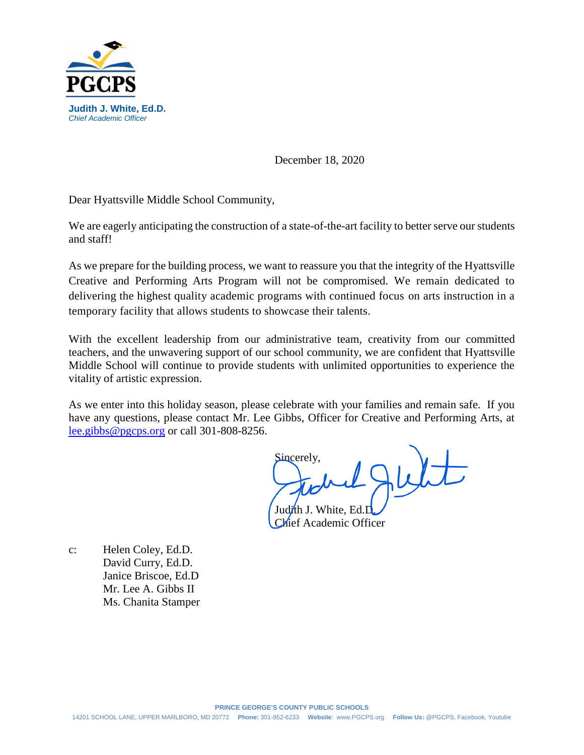**PGCPS**

**Judith J. White, Ed.D.**
*Chief Academic Officer*

December 18, 2020

Dear Hyattsville Middle School Community,

We are eagerly anticipating the construction of a state-of-the-art facility to better serve our students and staff!

As we prepare for the building process, we want to reassure you that the integrity of the Hyattsville Creative and Performing Arts Program will not be compromised. We remain dedicated to delivering the highest quality academic programs with continued focus on arts instruction in a temporary facility that allows students to showcase their talents.

With the excellent leadership from our administrative team, creativity from our committed teachers, and the unwavering support of our school community, we are confident that Hyattsville Middle School will continue to provide students with unlimited opportunities to experience the vitality of artistic expression.

As we enter into this holiday season, please celebrate with your families and remain safe. If you have any questions, please contact Mr. Lee Gibbs, Officer for Creative and Performing Arts, at lee.gibbs@pgcps.org or call 301-808-8256.

Sincerely,

Judith J. White, Ed.D.
Chief Academic Officer

c: Helen Coley, Ed.D.
David Curry, Ed.D.
Janice Briscoe, Ed.D
Mr. Lee A. Gibbs II
Ms. Chanita Stamper

**PRINCE GEORGE'S COUNTY PUBLIC SCHOOLS**
14201 SCHOOL LANE, UPPER MARLBORO, MD 20772 **Phone:** 301-952-6233 **Website**: www.PGCPS.org **Follow Us:** @PGCPS, Facebook, Youtube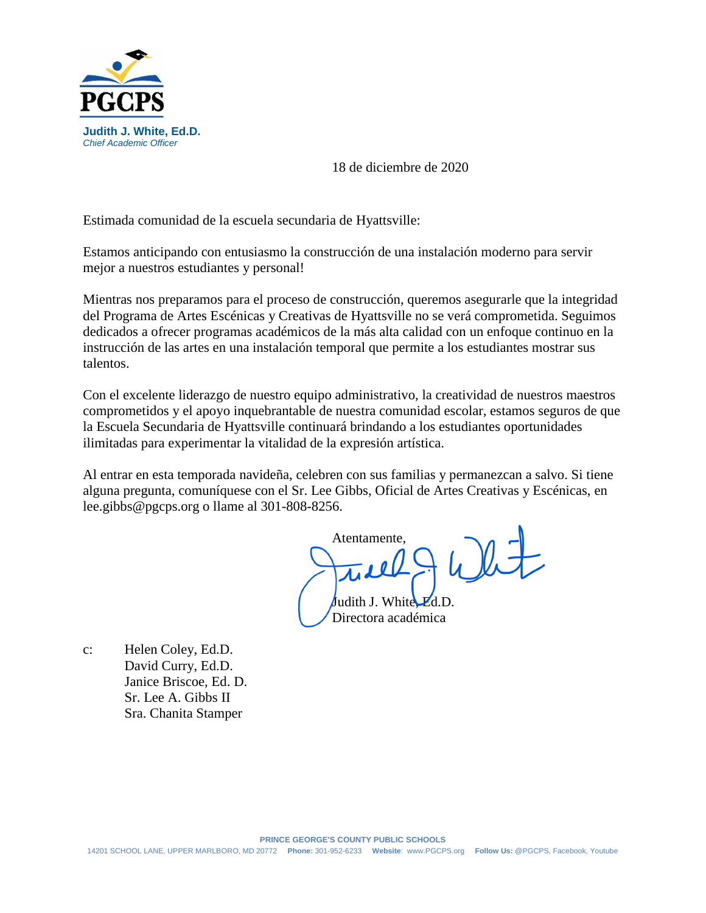**PGCPS**

**Judith J. White, Ed.D.**
*Chief Academic Officer*

18 de diciembre de 2020

Estimada comunidad de la escuela secundaria de Hyattsville:

Estamos anticipando con entusiasmo la construcción de una instalación moderno para servir mejor a nuestros estudiantes y personal!

Mientras nos preparamos para el proceso de construcción, queremos asegurarle que la integridad del Programa de Artes Escénicas y Creativas de Hyattsville no se verá comprometida. Seguimos dedicados a ofrecer programas académicos de la más alta calidad con un enfoque continuo en la instrucción de las artes en una instalación temporal que permite a los estudiantes mostrar sus talentos.

Con el excelente liderazgo de nuestro equipo administrativo, la creatividad de nuestros maestros comprometidos y el apoyo inquebrantable de nuestra comunidad escolar, estamos seguros de que la Escuela Secundaria de Hyattsville continuará brindando a los estudiantes oportunidades ilimitadas para experimentar la vitalidad de la expresión artística.

Al entrar en esta temporada navideña, celebren con sus familias y permanezcan a salvo. Si tiene alguna pregunta, comuníquese con el Sr. Lee Gibbs, Oficial de Artes Creativas y Escénicas, en lee.gibbs@pgcps.org o llame al 301-808-8256.

Atentamente,

Judith J. White, Ed.D.
Directora académica

c: Helen Coley, Ed.D.
David Curry, Ed.D.
Janice Briscoe, Ed. D.
Sr. Lee A. Gibbs II
Sra. Chanita Stamper

PRINCE GEORGE'S COUNTY PUBLIC SCHOOLS
14201 SCHOOL LANE, UPPER MARLBORO, MD 20772 **Phone:** 301-952-6233 **Website**: www.PGCPS.org **Follow Us:** @PGCPS, Facebook, Youtube